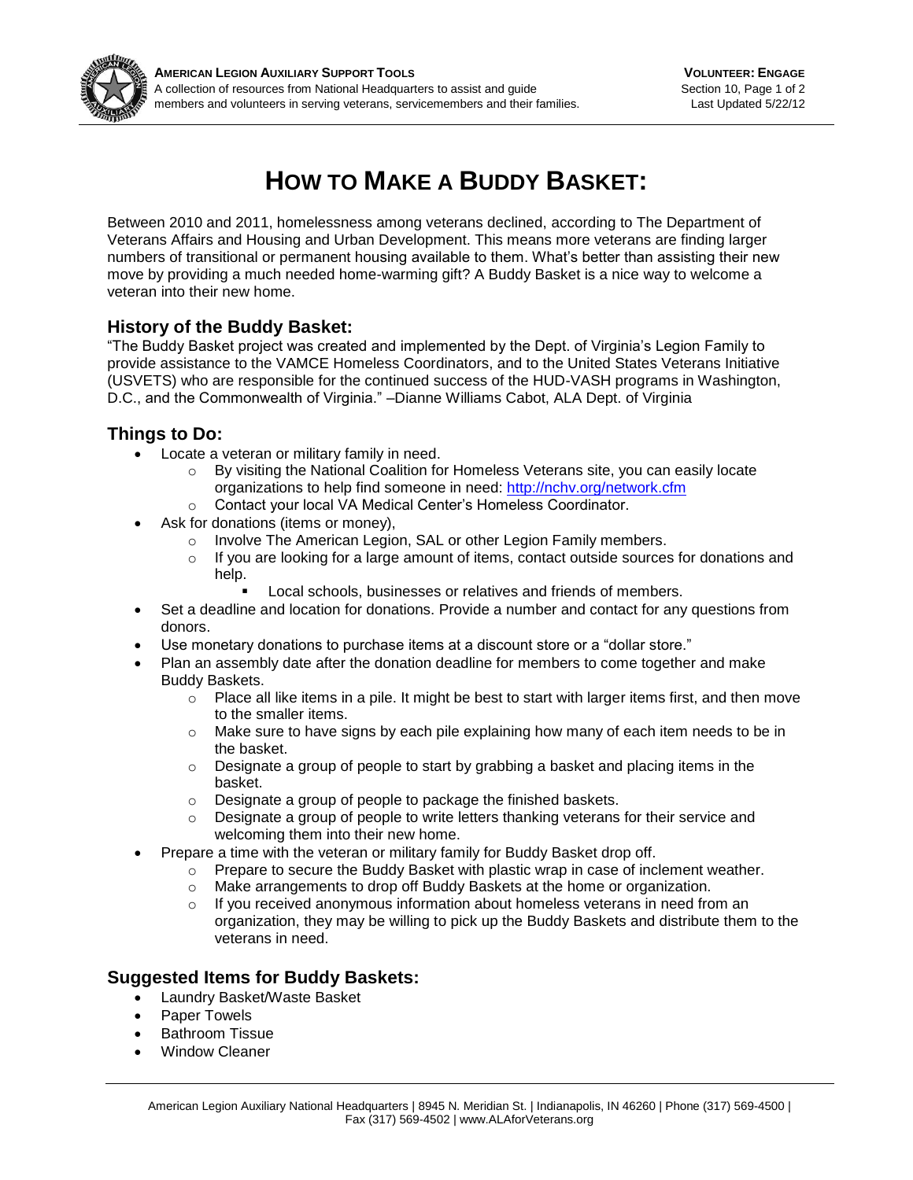# HOW TO MAKE A BUDDY BASKET:

Between 2010 and 2011, homelessness among veterans declined, according to The Department of Veterans Affairs and Housing and Urban Development. This means more veterans are finding larger numbers of transitional or permanent housing available to them. What's better than assisting their new move by providing a much needed home-warming gift? A Buddy Basket is a nice way to welcome a veteran into their new home.

## History of the Buddy Basket:

"The Buddy Basket project was created and implemented by the Dept. of Virginia's Legion Family to provide assistance to the VAMCE Homeless Coordinators, and to the United States Veterans Initiative (USVETS) who are responsible for the continued success of the HUD-VASH programs in Washington, D.C., and the Commonwealth of Virginia." –Dianne Williams Cabot, ALA Dept. of Virginia

## Things to Do:

- Locate a veteran or military family in need.
  - By visiting the National Coalition for Homeless Veterans site, you can easily locate organizations to help find someone in need: http://nchv.org/network.cfm
  - Contact your local VA Medical Center's Homeless Coordinator.
- Ask for donations (items or money),
  - Involve The American Legion, SAL or other Legion Family members.
  - If you are looking for a large amount of items, contact outside sources for donations and help.
    - Local schools, businesses or relatives and friends of members.
- Set a deadline and location for donations. Provide a number and contact for any questions from donors.
- Use monetary donations to purchase items at a discount store or a "dollar store."
- Plan an assembly date after the donation deadline for members to come together and make Buddy Baskets.
  - Place all like items in a pile. It might be best to start with larger items first, and then move to the smaller items.
  - Make sure to have signs by each pile explaining how many of each item needs to be in the basket.
  - Designate a group of people to start by grabbing a basket and placing items in the basket.
  - Designate a group of people to package the finished baskets.
  - Designate a group of people to write letters thanking veterans for their service and welcoming them into their new home.
- Prepare a time with the veteran or military family for Buddy Basket drop off.
  - Prepare to secure the Buddy Basket with plastic wrap in case of inclement weather.
  - Make arrangements to drop off Buddy Baskets at the home or organization.
  - If you received anonymous information about homeless veterans in need from an organization, they may be willing to pick up the Buddy Baskets and distribute them to the veterans in need.

## Suggested Items for Buddy Baskets:

- Laundry Basket/Waste Basket
- Paper Towels
- Bathroom Tissue
- Window Cleaner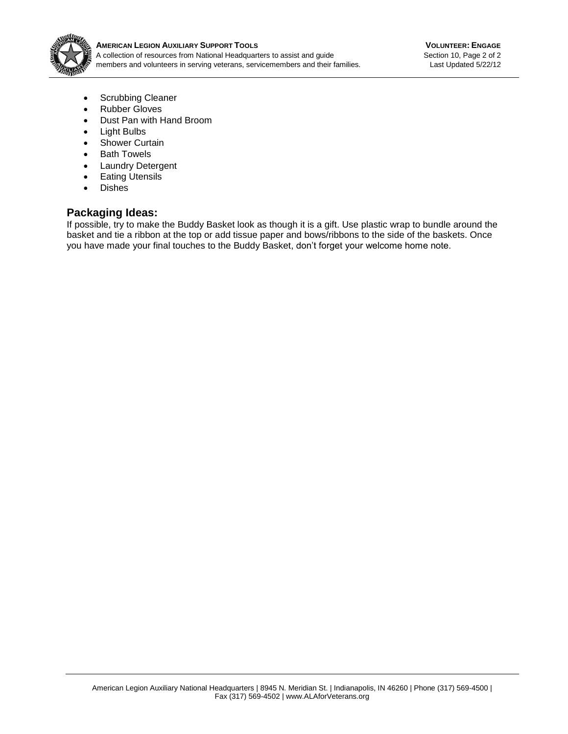- Scrubbing Cleaner
- Rubber Gloves
- Dust Pan with Hand Broom
- Light Bulbs
- Shower Curtain
- Bath Towels
- Laundry Detergent
- Eating Utensils
- Dishes

## Packaging Ideas:

If possible, try to make the Buddy Basket look as though it is a gift. Use plastic wrap to bundle around the basket and tie a ribbon at the top or add tissue paper and bows/ribbons to the side of the baskets. Once you have made your final touches to the Buddy Basket, don't forget your welcome home note.